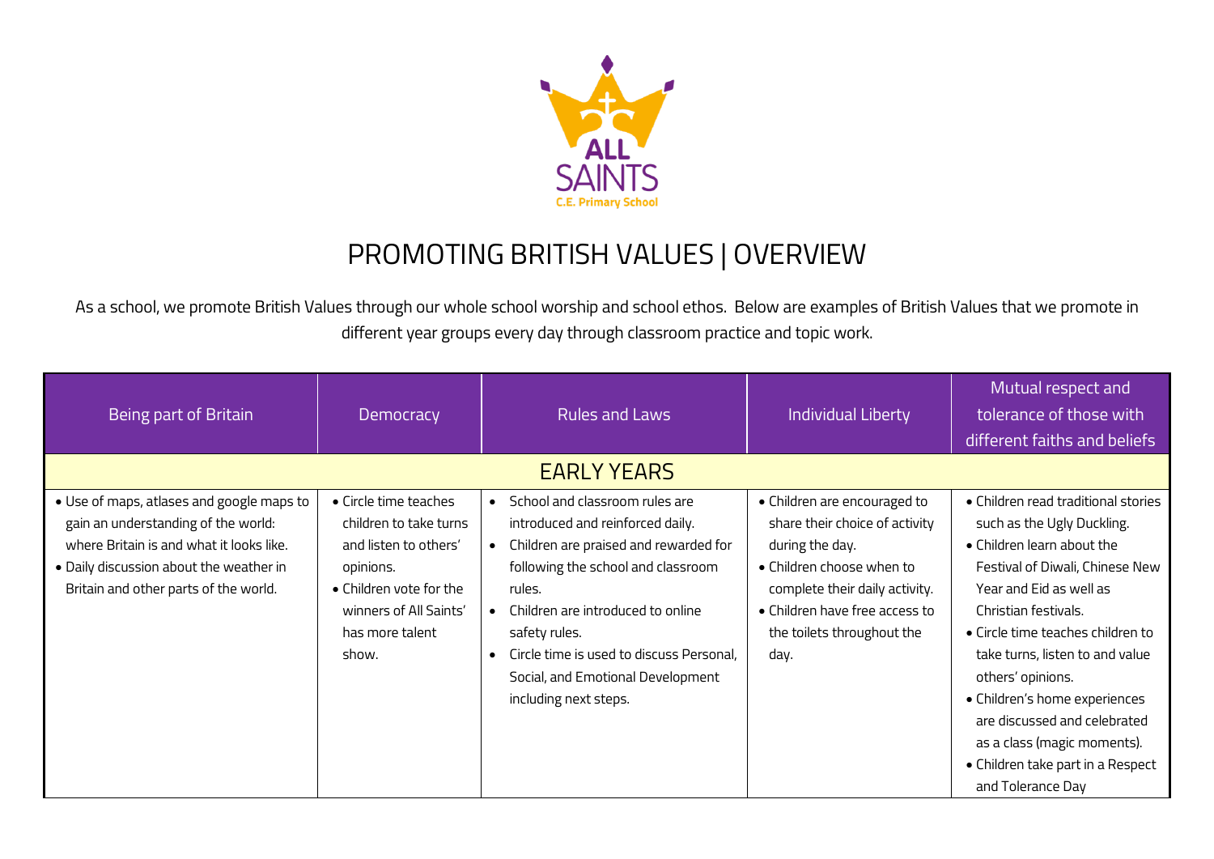ALL SAINTS
C.E. Primary School

# PROMOTING BRITISH VALUES | OVERVIEW

As a school, we promote British Values through our whole school worship and school ethos. Below are examples of British Values that we promote in different year groups every day through classroom practice and topic work.

| Being part of Britain | Democracy | Rules and Laws | Individual Liberty | Mutual respect and tolerance of those with different faiths and beliefs |
|---|---|---|---|---|
| **EARLY YEARS** | | | | |
| • Use of maps, atlases and google maps to gain an understanding of the world: where Britain is and what it looks like.<br>• Daily discussion about the weather in Britain and other parts of the world. | • Circle time teaches children to take turns and listen to others' opinions.<br>• Children vote for the winners of All Saints' has more talent show. | • School and classroom rules are introduced and reinforced daily.<br>• Children are praised and rewarded for following the school and classroom rules.<br>• Children are introduced to online safety rules.<br>• Circle time is used to discuss Personal, Social, and Emotional Development including next steps. | • Children are encouraged to share their choice of activity during the day.<br>• Children choose when to complete their daily activity.<br>• Children have free access to the toilets throughout the day. | • Children read traditional stories such as the Ugly Duckling.<br>• Children learn about the Festival of Diwali, Chinese New Year and Eid as well as Christian festivals.<br>• Circle time teaches children to take turns, listen to and value others' opinions.<br>• Children's home experiences are discussed and celebrated as a class (magic moments).<br>• Children take part in a Respect and Tolerance Day |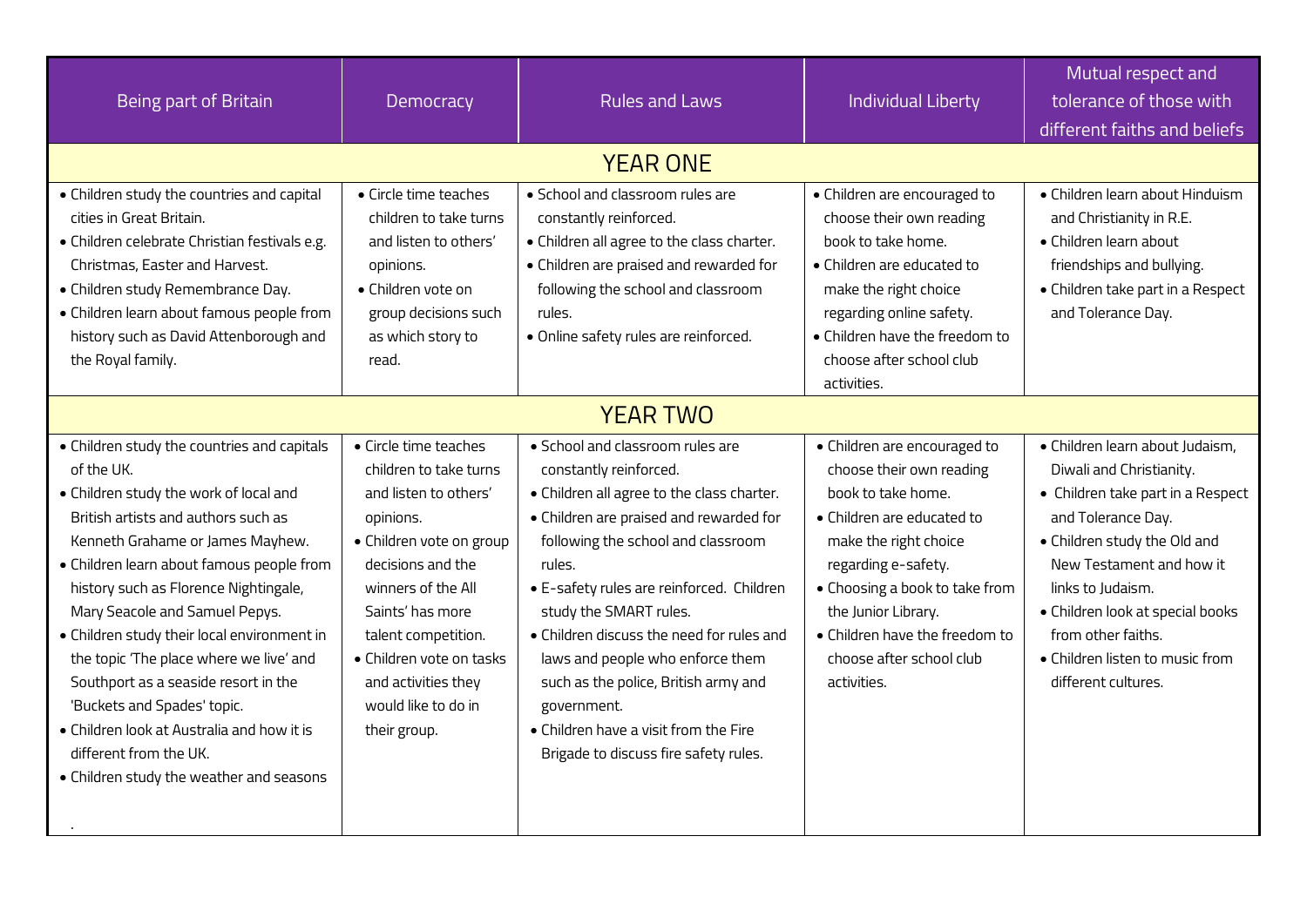| Being part of Britain | Democracy | Rules and Laws | Individual Liberty | Mutual respect and tolerance of those with different faiths and beliefs |
|---|---|---|---|---|
| **YEAR ONE** | | | | |
| • Children study the countries and capital cities in Great Britain.<br>• Children celebrate Christian festivals e.g. Christmas, Easter and Harvest.<br>• Children study Remembrance Day.<br>• Children learn about famous people from history such as David Attenborough and the Royal family. | • Circle time teaches children to take turns and listen to others' opinions.<br>• Children vote on group decisions such as which story to read. | • School and classroom rules are constantly reinforced.<br>• Children all agree to the class charter.<br>• Children are praised and rewarded for following the school and classroom rules.<br>• Online safety rules are reinforced. | • Children are encouraged to choose their own reading book to take home.<br>• Children are educated to make the right choice regarding online safety.<br>• Children have the freedom to choose after school club activities. | • Children learn about Hinduism and Christianity in R.E.<br>• Children learn about friendships and bullying.<br>• Children take part in a Respect and Tolerance Day. |
| **YEAR TWO** | | | | |
| • Children study the countries and capitals of the UK.<br>• Children study the work of local and British artists and authors such as Kenneth Grahame or James Mayhew.<br>• Children learn about famous people from history such as Florence Nightingale, Mary Seacole and Samuel Pepys.<br>• Children study their local environment in the topic 'The place where we live' and Southport as a seaside resort in the 'Buckets and Spades' topic.<br>• Children look at Australia and how it is different from the UK.<br>• Children study the weather and seasons<br><br>. | • Circle time teaches children to take turns and listen to others' opinions.<br>• Children vote on group decisions and the winners of the All Saints' has more talent competition.<br>• Children vote on tasks and activities they would like to do in their group. | • School and classroom rules are constantly reinforced.<br>• Children all agree to the class charter.<br>• Children are praised and rewarded for following the school and classroom rules.<br>• E-safety rules are reinforced. Children study the SMART rules.<br>• Children discuss the need for rules and laws and people who enforce them such as the police, British army and government.<br>• Children have a visit from the Fire Brigade to discuss fire safety rules. | • Children are encouraged to choose their own reading book to take home.<br>• Children are educated to make the right choice regarding e-safety.<br>• Choosing a book to take from the Junior Library.<br>• Children have the freedom to choose after school club activities. | • Children learn about Judaism, Diwali and Christianity.<br>• Children take part in a Respect and Tolerance Day.<br>• Children study the Old and New Testament and how it links to Judaism.<br>• Children look at special books from other faiths.<br>• Children listen to music from different cultures. |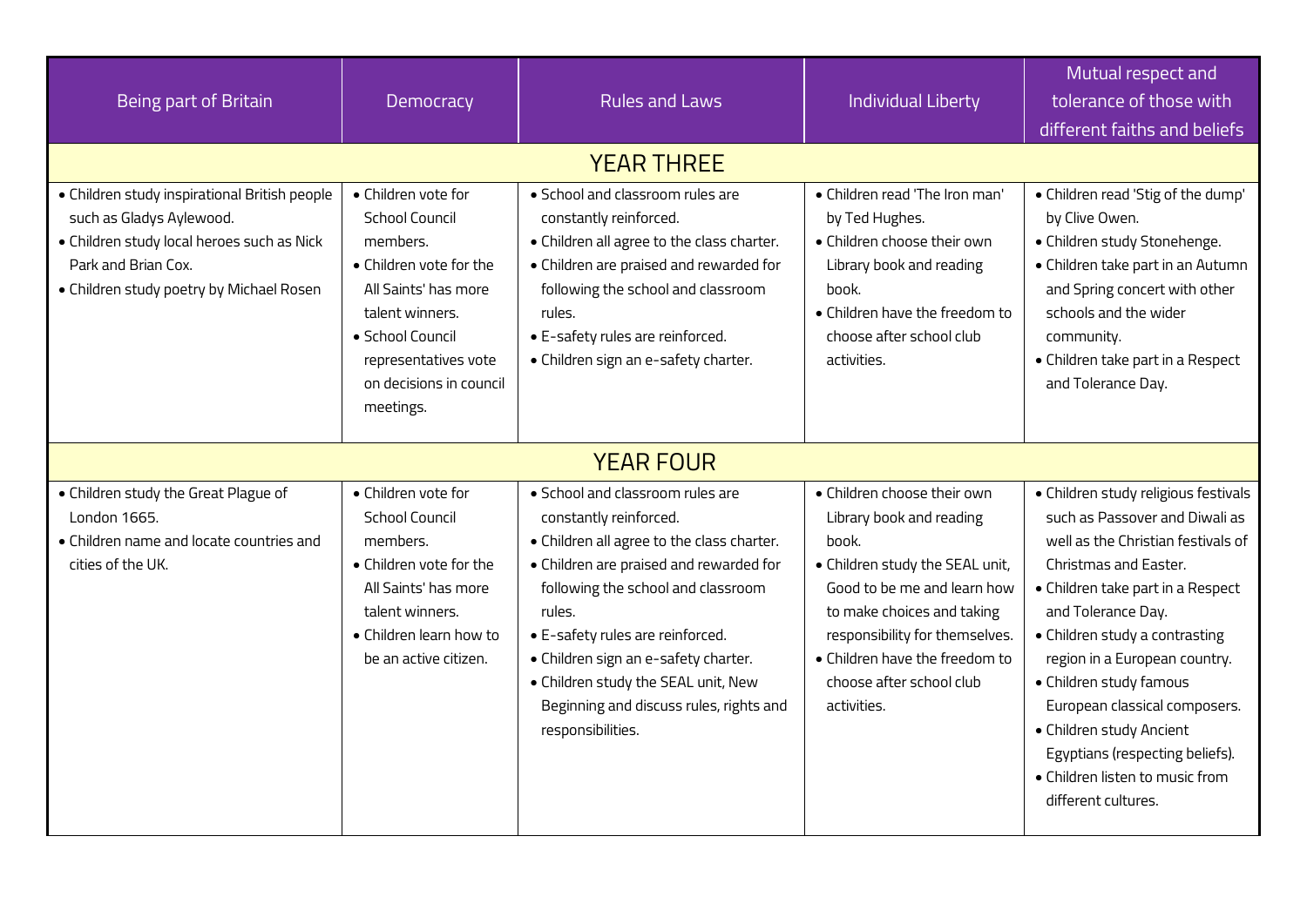| Being part of Britain | Democracy | Rules and Laws | Individual Liberty | Mutual respect and tolerance of those with different faiths and beliefs |
|---|---|---|---|---|
| **YEAR THREE** | | | | |
| • Children study inspirational British people such as Gladys Aylewood.<br>• Children study local heroes such as Nick Park and Brian Cox.<br>• Children study poetry by Michael Rosen | • Children vote for School Council members.<br>• Children vote for the All Saints' has more talent winners.<br>• School Council representatives vote on decisions in council meetings. | • School and classroom rules are constantly reinforced.<br>• Children all agree to the class charter.<br>• Children are praised and rewarded for following the school and classroom rules.<br>• E-safety rules are reinforced.<br>• Children sign an e-safety charter. | • Children read 'The Iron man' by Ted Hughes.<br>• Children choose their own Library book and reading book.<br>• Children have the freedom to choose after school club activities. | • Children read 'Stig of the dump' by Clive Owen.<br>• Children study Stonehenge.<br>• Children take part in an Autumn and Spring concert with other schools and the wider community.<br>• Children take part in a Respect and Tolerance Day. |
| **YEAR FOUR** | | | | |
| • Children study the Great Plague of London 1665.<br>• Children name and locate countries and cities of the UK. | • Children vote for School Council members.<br>• Children vote for the All Saints' has more talent winners.<br>• Children learn how to be an active citizen. | • School and classroom rules are constantly reinforced.<br>• Children all agree to the class charter.<br>• Children are praised and rewarded for following the school and classroom rules.<br>• E-safety rules are reinforced.<br>• Children sign an e-safety charter.<br>• Children study the SEAL unit, New Beginning and discuss rules, rights and responsibilities. | • Children choose their own Library book and reading book.<br>• Children study the SEAL unit, Good to be me and learn how to make choices and taking responsibility for themselves.<br>• Children have the freedom to choose after school club activities. | • Children study religious festivals such as Passover and Diwali as well as the Christian festivals of Christmas and Easter.<br>• Children take part in a Respect and Tolerance Day.<br>• Children study a contrasting region in a European country.<br>• Children study famous European classical composers.<br>• Children study Ancient Egyptians (respecting beliefs).<br>• Children listen to music from different cultures. |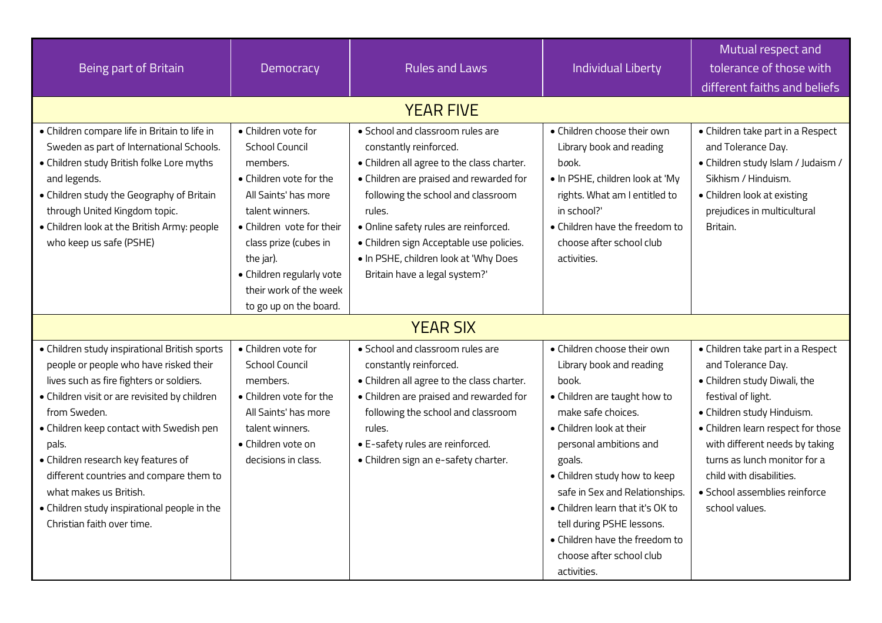| Being part of Britain | Democracy | Rules and Laws | Individual Liberty | Mutual respect and tolerance of those with different faiths and beliefs |
|---|---|---|---|---|
| **YEAR FIVE** | | | | |
| • Children compare life in Britain to life in Sweden as part of International Schools.<br>• Children study British folke Lore myths and legends.<br>• Children study the Geography of Britain through United Kingdom topic.<br>• Children look at the British Army: people who keep us safe (PSHE) | • Children vote for School Council members.<br>• Children vote for the All Saints' has more talent winners.<br>• Children vote for their class prize (cubes in the jar).<br>• Children regularly vote their work of the week to go up on the board. | • School and classroom rules are constantly reinforced.<br>• Children all agree to the class charter.<br>• Children are praised and rewarded for following the school and classroom rules.<br>• Online safety rules are reinforced.<br>• Children sign Acceptable use policies.<br>• In PSHE, children look at 'Why Does Britain have a legal system?' | • Children choose their own Library book and reading book.<br>• In PSHE, children look at 'My rights. What am I entitled to in school?'<br>• Children have the freedom to choose after school club activities. | • Children take part in a Respect and Tolerance Day.<br>• Children study Islam / Judaism / Sikhism / Hinduism.<br>• Children look at existing prejudices in multicultural Britain. |
| **YEAR SIX** | | | | |
| • Children study inspirational British sports people or people who have risked their lives such as fire fighters or soldiers.<br>• Children visit or are revisited by children from Sweden.<br>• Children keep contact with Swedish pen pals.<br>• Children research key features of different countries and compare them to what makes us British.<br>• Children study inspirational people in the Christian faith over time. | • Children vote for School Council members.<br>• Children vote for the All Saints' has more talent winners.<br>• Children vote on decisions in class. | • School and classroom rules are constantly reinforced.<br>• Children all agree to the class charter.<br>• Children are praised and rewarded for following the school and classroom rules.<br>• E-safety rules are reinforced.<br>• Children sign an e-safety charter. | • Children choose their own Library book and reading book.<br>• Children are taught how to make safe choices.<br>• Children look at their personal ambitions and goals.<br>• Children study how to keep safe in Sex and Relationships.<br>• Children learn that it's OK to tell during PSHE lessons.<br>• Children have the freedom to choose after school club activities. | • Children take part in a Respect and Tolerance Day.<br>• Children study Diwali, the festival of light.<br>• Children study Hinduism.<br>• Children learn respect for those with different needs by taking turns as lunch monitor for a child with disabilities.<br>• School assemblies reinforce school values. |